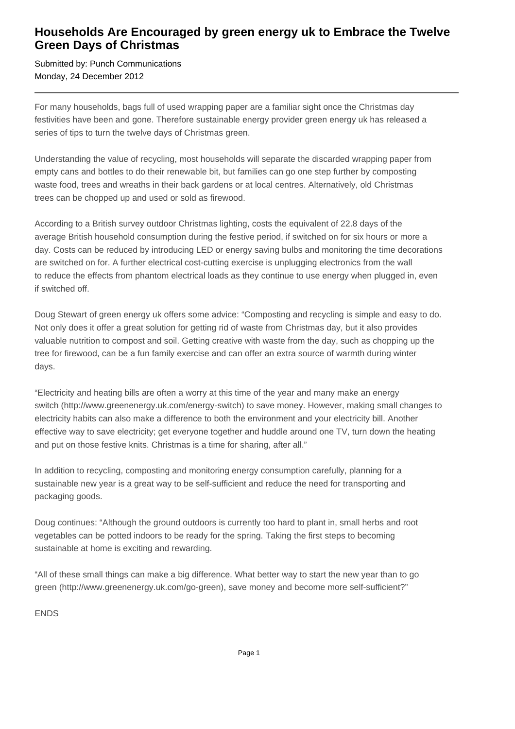# Households Are Encouraged by green energy uk to Embrace the Twelve Green Days of Christmas

Submitted by: Punch Communications
Monday, 24 December 2012

---

For many households, bags full of used wrapping paper are a familiar sight once the Christmas day festivities have been and gone. Therefore sustainable energy provider green energy uk has released a series of tips to turn the twelve days of Christmas green.

Understanding the value of recycling, most households will separate the discarded wrapping paper from empty cans and bottles to do their renewable bit, but families can go one step further by composting waste food, trees and wreaths in their back gardens or at local centres. Alternatively, old Christmas trees can be chopped up and used or sold as firewood.

According to a British survey outdoor Christmas lighting, costs the equivalent of 22.8 days of the average British household consumption during the festive period, if switched on for six hours or more a day. Costs can be reduced by introducing LED or energy saving bulbs and monitoring the time decorations are switched on for. A further electrical cost-cutting exercise is unplugging electronics from the wall to reduce the effects from phantom electrical loads as they continue to use energy when plugged in, even if switched off.

Doug Stewart of green energy uk offers some advice: "Composting and recycling is simple and easy to do. Not only does it offer a great solution for getting rid of waste from Christmas day, but it also provides valuable nutrition to compost and soil. Getting creative with waste from the day, such as chopping up the tree for firewood, can be a fun family exercise and can offer an extra source of warmth during winter days.

"Electricity and heating bills are often a worry at this time of the year and many make an energy switch (http://www.greenenergy.uk.com/energy-switch) to save money. However, making small changes to electricity habits can also make a difference to both the environment and your electricity bill. Another effective way to save electricity; get everyone together and huddle around one TV, turn down the heating and put on those festive knits. Christmas is a time for sharing, after all."

In addition to recycling, composting and monitoring energy consumption carefully, planning for a sustainable new year is a great way to be self-sufficient and reduce the need for transporting and packaging goods.

Doug continues: "Although the ground outdoors is currently too hard to plant in, small herbs and root vegetables can be potted indoors to be ready for the spring. Taking the first steps to becoming sustainable at home is exciting and rewarding.

"All of these small things can make a big difference. What better way to start the new year than to go green (http://www.greenenergy.uk.com/go-green), save money and become more self-sufficient?"

ENDS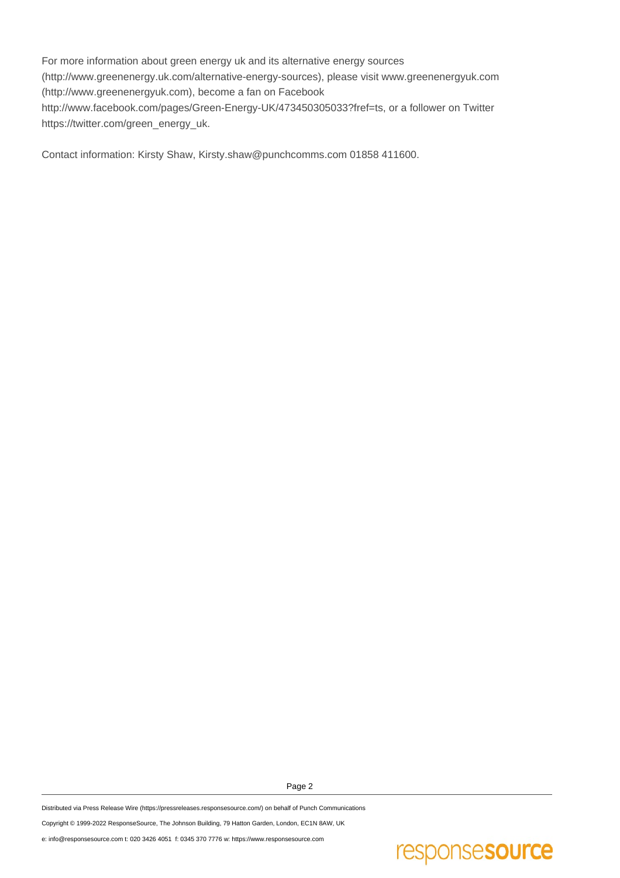For more information about green energy uk and its alternative energy sources (http://www.greenenergy.uk.com/alternative-energy-sources), please visit www.greenenergyuk.com (http://www.greenenergyuk.com), become a fan on Facebook http://www.facebook.com/pages/Green-Energy-UK/473450305033?fref=ts, or a follower on Twitter https://twitter.com/green_energy_uk.

Contact information: Kirsty Shaw, Kirsty.shaw@punchcomms.com 01858 411600.

Distributed via Press Release Wire (https://pressreleases.responsesource.com/) on behalf of Punch Communications

Copyright © 1999-2022 ResponseSource, The Johnson Building, 79 Hatton Garden, London, EC1N 8AW, UK

e: info@responsesource.com t: 020 3426 4051 f: 0345 370 7776 w: https://www.responsesource.com

responsesource